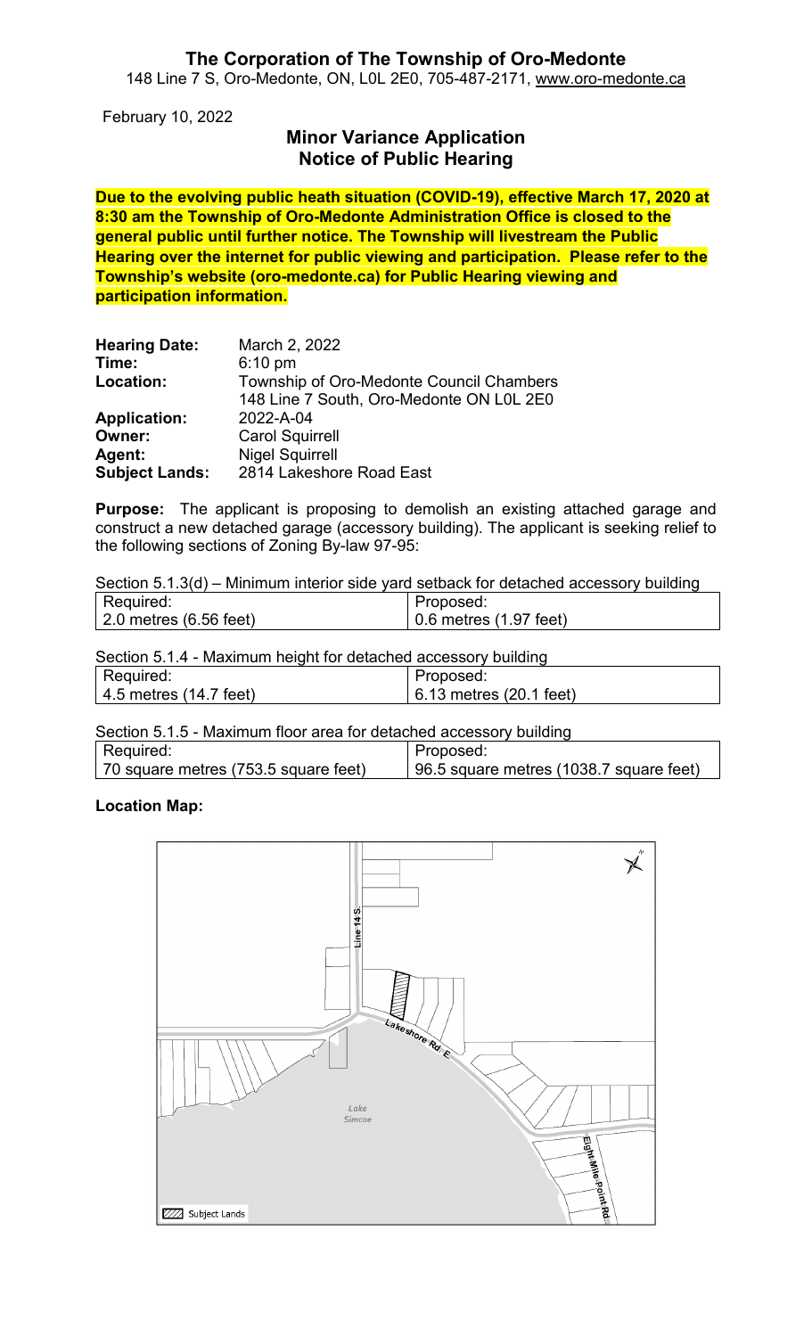# The Corporation of The Township of Oro-Medonte

148 Line 7 S, Oro-Medonte, ON, L0L 2E0, 705-487-2171, www.oro-medonte.ca

February 10, 2022

## Minor Variance Application
## Notice of Public Hearing

**Due to the evolving public heath situation (COVID-19), effective March 17, 2020 at 8:30 am the Township of Oro-Medonte Administration Office is closed to the general public until further notice. The Township will livestream the Public Hearing over the internet for public viewing and participation. Please refer to the Township's website (oro-medonte.ca) for Public Hearing viewing and participation information.**

**Hearing Date:** March 2, 2022
**Time:** 6:10 pm
**Location:** Township of Oro-Medonte Council Chambers
148 Line 7 South, Oro-Medonte ON L0L 2E0
**Application:** 2022-A-04
**Owner:** Carol Squirrell
**Agent:** Nigel Squirrell
**Subject Lands:** 2814 Lakeshore Road East

**Purpose:** The applicant is proposing to demolish an existing attached garage and construct a new detached garage (accessory building). The applicant is seeking relief to the following sections of Zoning By-law 97-95:

Section 5.1.3(d) – Minimum interior side yard setback for detached accessory building

| Required: | Proposed: |
|---|---|
| 2.0 metres (6.56 feet) | 0.6 metres (1.97 feet) |

Section 5.1.4 - Maximum height for detached accessory building

| Required: | Proposed: |
|---|---|
| 4.5 metres (14.7 feet) | 6.13 metres (20.1 feet) |

Section 5.1.5 - Maximum floor area for detached accessory building

| Required: | Proposed: |
|---|---|
| 70 square metres (753.5 square feet) | 96.5 square metres (1038.7 square feet) |

**Location Map:**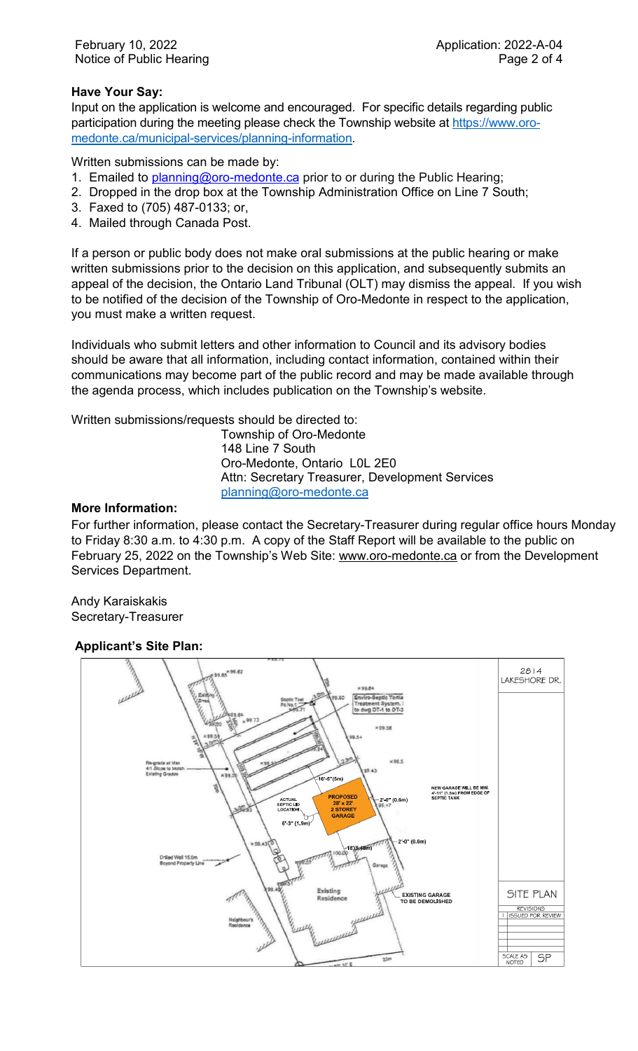## Have Your Say:

Input on the application is welcome and encouraged. For specific details regarding public participation during the meeting please check the Township website at https://www.oro-medonte.ca/municipal-services/planning-information.

Written submissions can be made by:

1. Emailed to planning@oro-medonte.ca prior to or during the Public Hearing;
2. Dropped in the drop box at the Township Administration Office on Line 7 South;
3. Faxed to (705) 487-0133; or,
4. Mailed through Canada Post.

If a person or public body does not make oral submissions at the public hearing or make written submissions prior to the decision on this application, and subsequently submits an appeal of the decision, the Ontario Land Tribunal (OLT) may dismiss the appeal. If you wish to be notified of the decision of the Township of Oro-Medonte in respect to the application, you must make a written request.

Individuals who submit letters and other information to Council and its advisory bodies should be aware that all information, including contact information, contained within their communications may become part of the public record and may be made available through the agenda process, which includes publication on the Township's website.

Written submissions/requests should be directed to:

Township of Oro-Medonte
148 Line 7 South
Oro-Medonte, Ontario L0L 2E0
Attn: Secretary Treasurer, Development Services
planning@oro-medonte.ca

## More Information:

For further information, please contact the Secretary-Treasurer during regular office hours Monday to Friday 8:30 a.m. to 4:30 p.m. A copy of the Staff Report will be available to the public on February 25, 2022 on the Township's Web Site: www.oro-medonte.ca or from the Development Services Department.

Andy Karaiskakis
Secretary-Treasurer

## Applicant's Site Plan:

2814 LAKESHORE DR.

SITE PLAN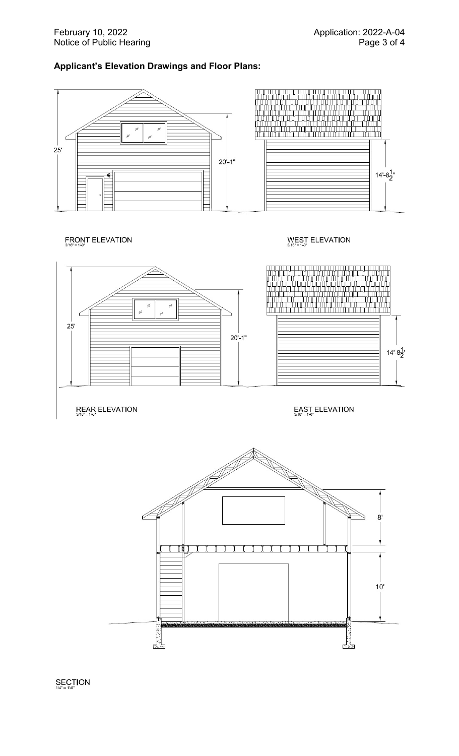## Applicant's Elevation Drawings and Floor Plans:

25'

20'-1"

14'-8 1/2"

FRONT ELEVATION
3/16" = 1'-0"

WEST ELEVATION
3/16" = 1'-0"

25'

20'-1"

14'-8 1/2'

REAR ELEVATION
3/16" = 1'-0"

EAST ELEVATION
3/16" = 1'-0"

8'

10'

SECTION
1/4" = 1'-0"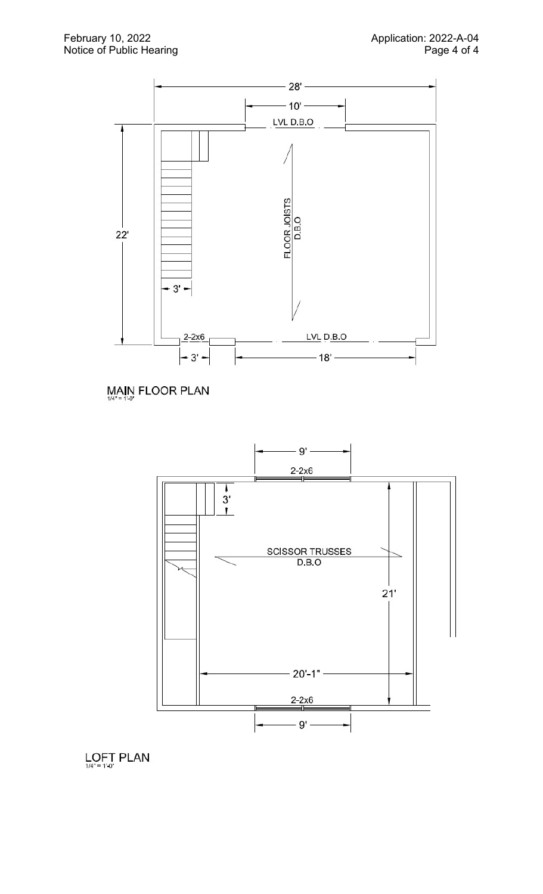28'

10'

LVL D.B.O

22'

FLOOR JOISTS
D.B.O

3'

2-2x6

LVL D.B.O

3'

18'

MAIN FLOOR PLAN
1/4" = 1'-0"

9'

2-2x6

3'

SCISSOR TRUSSES
D.B.O

21'

20'-1"

2-2x6

9'

LOFT PLAN
1/4" = 1'-0"